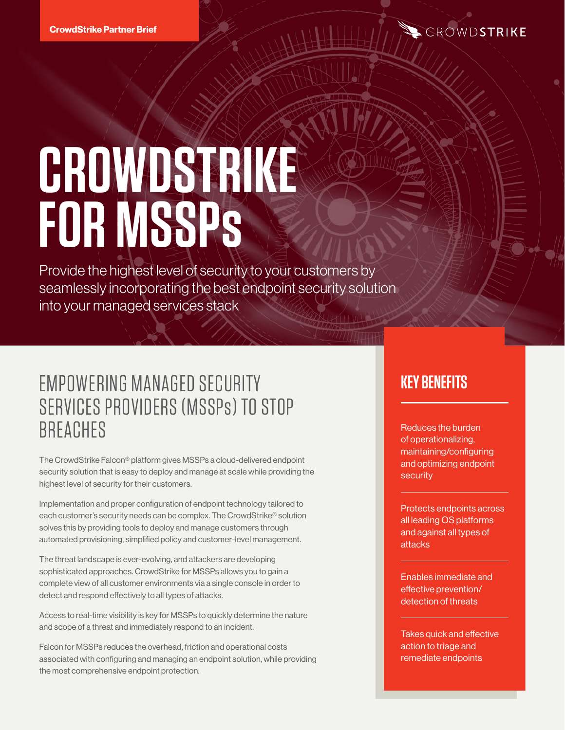CrowdStrike Partner Brief

# CROWDSTRIKE FOR MSSPs

Provide the highest level of security to your customers by seamlessly incorporating the best endpoint security solution into your managed services stack

## EMPOWERING MANAGED SECURITY SERVICES PROVIDERS (MSSPs) TO STOP BREACHES

The CrowdStrike Falcon® platform gives MSSPs a cloud-delivered endpoint security solution that is easy to deploy and manage at scale while providing the highest level of security for their customers.

Implementation and proper configuration of endpoint technology tailored to each customer's security needs can be complex. The CrowdStrike® solution solves this by providing tools to deploy and manage customers through automated provisioning, simplified policy and customer-level management.

The threat landscape is ever-evolving, and attackers are developing sophisticated approaches. CrowdStrike for MSSPs allows you to gain a complete view of all customer environments via a single console in order to detect and respond effectively to all types of attacks.

Access to real-time visibility is key for MSSPs to quickly determine the nature and scope of a threat and immediately respond to an incident.

Falcon for MSSPs reduces the overhead, friction and operational costs associated with configuring and managing an endpoint solution, while providing the most comprehensive endpoint protection.

## KEY BENEFITS

Reduces the burden of operationalizing, maintaining/configuring and optimizing endpoint security

Protects endpoints across all leading OS platforms and against all types of attacks

Enables immediate and effective prevention/ detection of threats

Takes quick and effective action to triage and remediate endpoints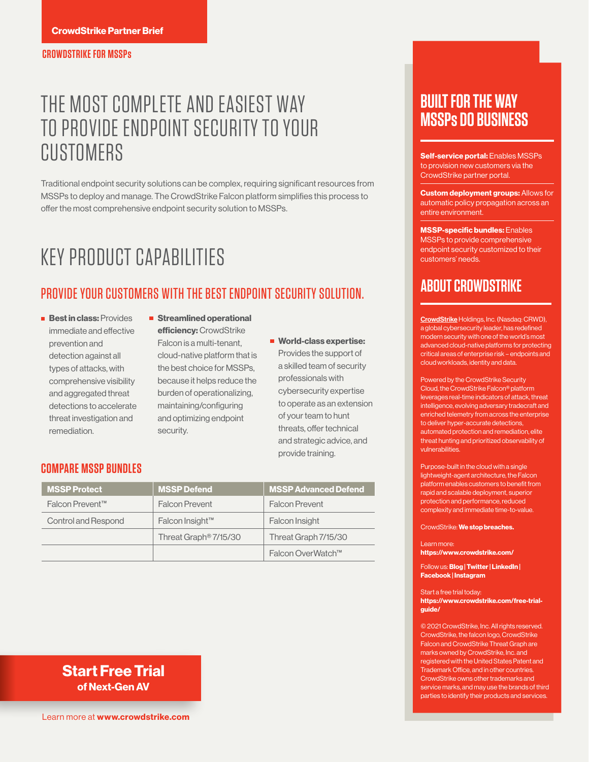CrowdStrike Partner Brief

CROWDSTRIKE FOR MSSPs

# THE MOST COMPLETE AND EASIEST WAY TO PROVIDE ENDPOINT SECURITY TO YOUR CUSTOMERS

Traditional endpoint security solutions can be complex, requiring significant resources from MSSPs to deploy and manage. The CrowdStrike Falcon platform simplifies this process to offer the most comprehensive endpoint security solution to MSSPs.

# KEY PRODUCT CAPABILITIES

## PROVIDE YOUR CUSTOMERS WITH THE BEST ENDPOINT SECURITY SOLUTION.

- **Best in class:** Provides immediate and effective prevention and detection against all types of attacks, with comprehensive visibility and aggregated threat detections to accelerate threat investigation and remediation.
- **Streamlined operational efficiency:** CrowdStrike Falcon is a multi-tenant, cloud-native platform that is the best choice for MSSPs, because it helps reduce the burden of operationalizing, maintaining/configuring and optimizing endpoint security.
- **World-class expertise:** Provides the support of a skilled team of security professionals with cybersecurity expertise to operate as an extension of your team to hunt threats, offer technical and strategic advice, and provide training.

## COMPARE MSSP BUNDLES

| MSSP Protect | MSSP Defend | MSSP Advanced Defend |
|---|---|---|
| Falcon Prevent™ | Falcon Prevent | Falcon Prevent |
| Control and Respond | Falcon Insight™ | Falcon Insight |
| | Threat Graph® 7/15/30 | Threat Graph 7/15/30 |
| | | Falcon OverWatch™ |

**Start Free Trial**
**of Next-Gen AV**

Learn more at **www.crowdstrike.com**

## BUILT FOR THE WAY MSSPs DO BUSINESS

**Self-service portal:** Enables MSSPs to provision new customers via the CrowdStrike partner portal.

**Custom deployment groups:** Allows for automatic policy propagation across an entire environment.

**MSSP-specific bundles:** Enables MSSPs to provide comprehensive endpoint security customized to their customers' needs.

## ABOUT CROWDSTRIKE

CrowdStrike Holdings, Inc. (Nasdaq: CRWD), a global cybersecurity leader, has redefined modern security with one of the world's most advanced cloud-native platforms for protecting critical areas of enterprise risk – endpoints and cloud workloads, identity and data.

Powered by the CrowdStrike Security Cloud, the CrowdStrike Falcon® platform leverages real-time indicators of attack, threat intelligence, evolving adversary tradecraft and enriched telemetry from across the enterprise to deliver hyper-accurate detections, automated protection and remediation, elite threat hunting and prioritized observability of vulnerabilities.

Purpose-built in the cloud with a single lightweight-agent architecture, the Falcon platform enables customers to benefit from rapid and scalable deployment, superior protection and performance, reduced complexity and immediate time-to-value.

CrowdStrike: **We stop breaches.**

Learn more: **https://www.crowdstrike.com/**

Follow us: **Blog | Twitter | LinkedIn | Facebook | Instagram**

Start a free trial today: **https://www.crowdstrike.com/free-trial-guide/**

© 2021 CrowdStrike, Inc. All rights reserved. CrowdStrike, the falcon logo, CrowdStrike Falcon and CrowdStrike Threat Graph are marks owned by CrowdStrike, Inc. and registered with the United States Patent and Trademark Office, and in other countries. CrowdStrike owns other trademarks and service marks, and may use the brands of third parties to identify their products and services.